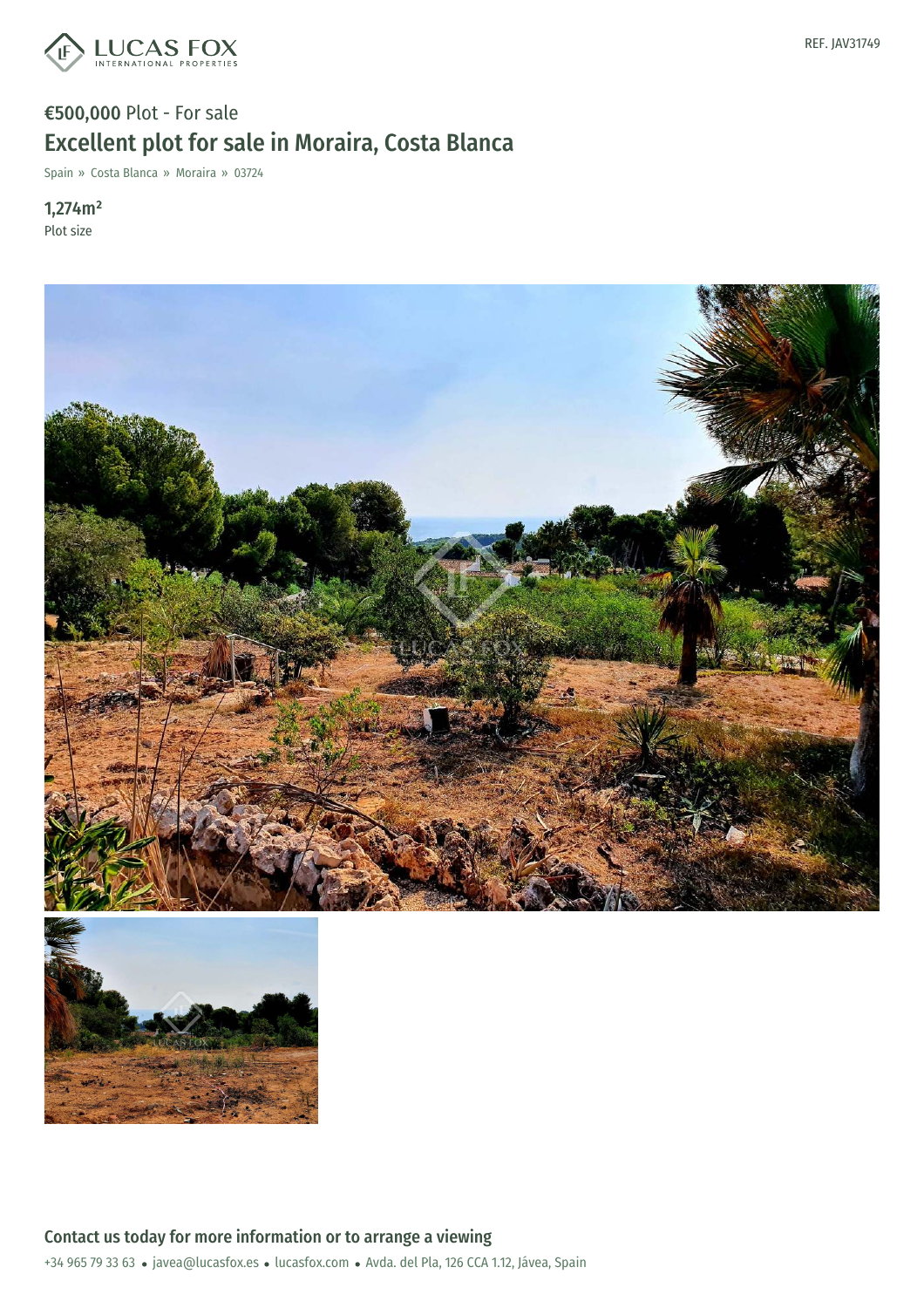REF. JAV31749

**€500,000** Plot - For sale

# Excellent plot for sale in Moraira, Costa Blanca

Spain » Costa Blanca » Moraira » 03724

**1,274m²**
Plot size

## Contact us today for more information or to arrange a viewing

+34 965 79 33 63 • javea@lucasfox.es • lucasfox.com • Avda. del Pla, 126 CCA 1.12, Jávea, Spain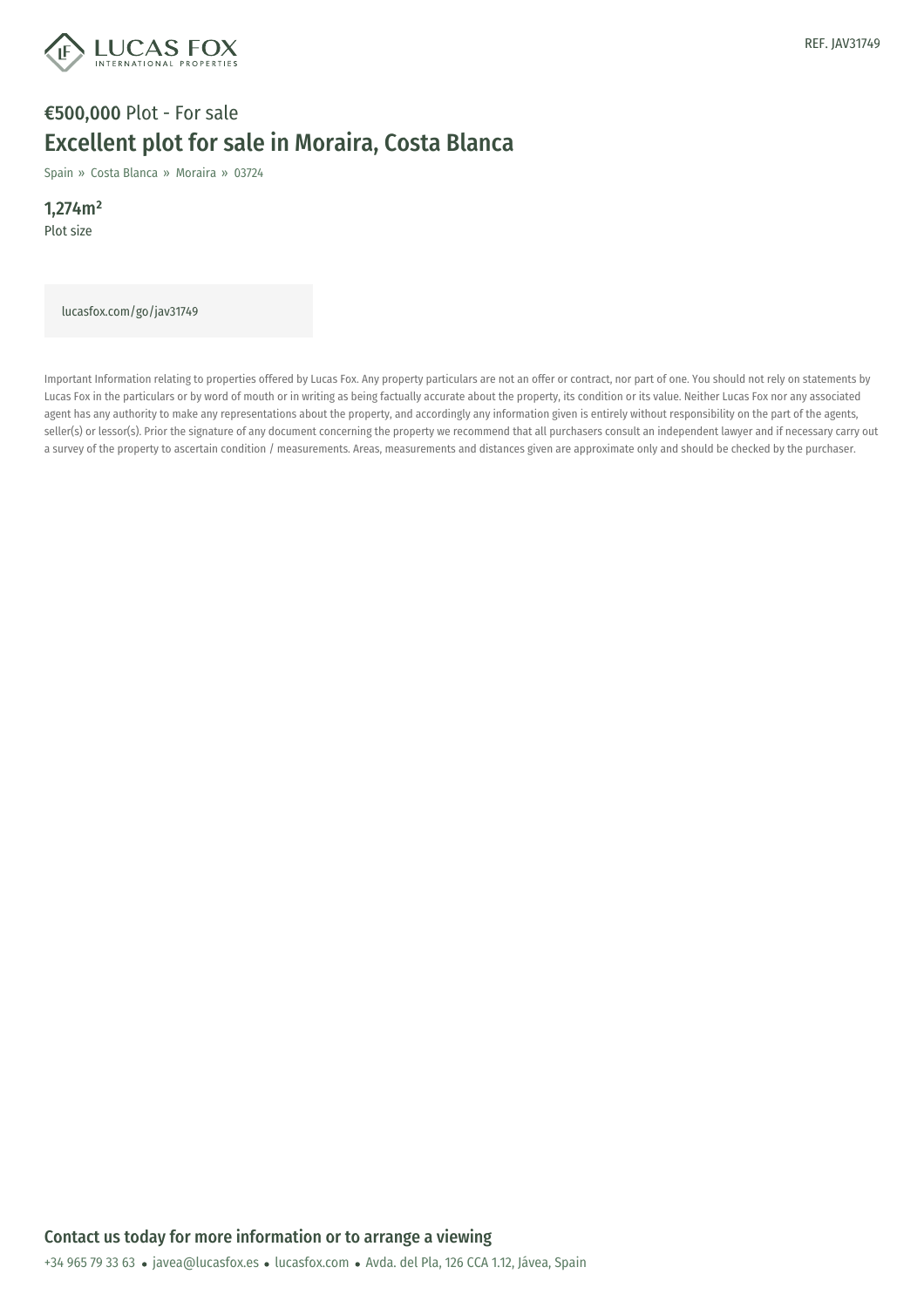**€500,000** Plot - For sale

# Excellent plot for sale in Moraira, Costa Blanca

Spain » Costa Blanca » Moraira » 03724

**1,274m²**
Plot size

lucasfox.com/go/jav31749

Important Information relating to properties offered by Lucas Fox. Any property particulars are not an offer or contract, nor part of one. You should not rely on statements by Lucas Fox in the particulars or by word of mouth or in writing as being factually accurate about the property, its condition or its value. Neither Lucas Fox nor any associated agent has any authority to make any representations about the property, and accordingly any information given is entirely without responsibility on the part of the agents, seller(s) or lessor(s). Prior the signature of any document concerning the property we recommend that all purchasers consult an independent lawyer and if necessary carry out a survey of the property to ascertain condition / measurements. Areas, measurements and distances given are approximate only and should be checked by the purchaser.

## Contact us today for more information or to arrange a viewing

+34 965 79 33 63 • javea@lucasfox.es • lucasfox.com • Avda. del Pla, 126 CCA 1.12, Jávea, Spain